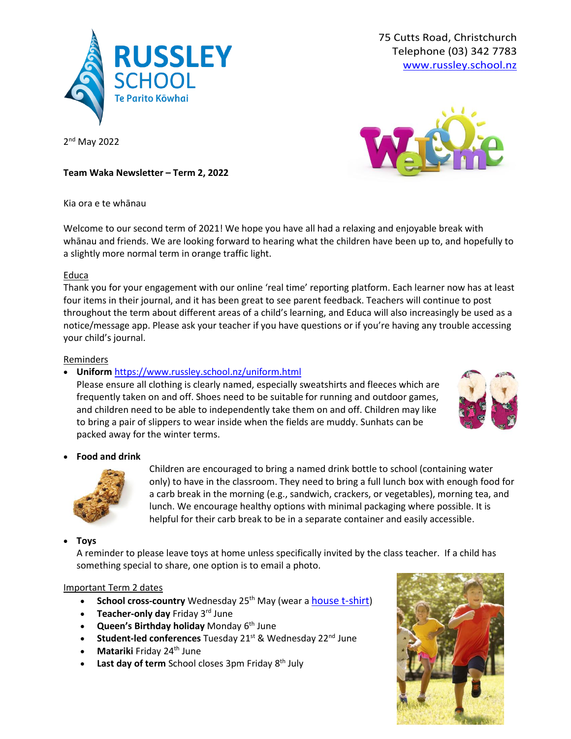RUSSLEY SCHOOL
Te Parito Kōwhai

75 Cutts Road, Christchurch
Telephone (03) 342 7783
[www.russley.school.nz](http://www.russley.school.nz)

2nd May 2022

**Team Waka Newsletter – Term 2, 2022**

Kia ora e te whānau

Welcome to our second term of 2021! We hope you have all had a relaxing and enjoyable break with whānau and friends. We are looking forward to hearing what the children have been up to, and hopefully to a slightly more normal term in orange traffic light.

## Educa

Thank you for your engagement with our online 'real time' reporting platform. Each learner now has at least four items in their journal, and it has been great to see parent feedback. Teachers will continue to post throughout the term about different areas of a child's learning, and Educa will also increasingly be used as a notice/message app. Please ask your teacher if you have questions or if you're having any trouble accessing your child's journal.

## Reminders

- **Uniform** https://www.russley.school.nz/uniform.html
  Please ensure all clothing is clearly named, especially sweatshirts and fleeces which are frequently taken on and off. Shoes need to be suitable for running and outdoor games, and children need to be able to independently take them on and off. Children may like to bring a pair of slippers to wear inside when the fields are muddy. Sunhats can be packed away for the winter terms.
- **Food and drink**
  Children are encouraged to bring a named drink bottle to school (containing water only) to have in the classroom. They need to bring a full lunch box with enough food for a carb break in the morning (e.g., sandwich, crackers, or vegetables), morning tea, and lunch. We encourage healthy options with minimal packaging where possible. It is helpful for their carb break to be in a separate container and easily accessible.
- **Toys**
  A reminder to please leave toys at home unless specifically invited by the class teacher. If a child has something special to share, one option is to email a photo.

## Important Term 2 dates

- **School cross-country** Wednesday 25th May (wear a house t-shirt)
- **Teacher-only day** Friday 3rd June
- **Queen's Birthday holiday** Monday 6th June
- **Student-led conferences** Tuesday 21st & Wednesday 22nd June
- **Matariki** Friday 24th June
- **Last day of term** School closes 3pm Friday 8th July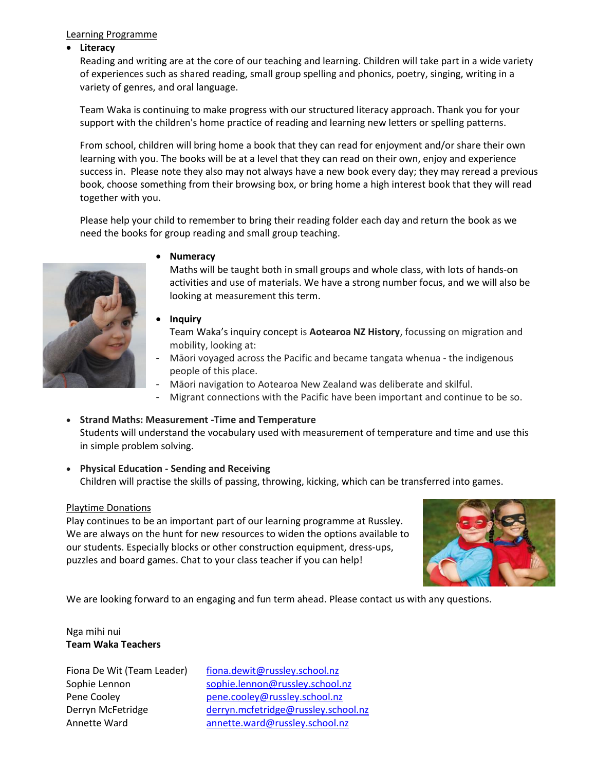Learning Programme

- **Literacy**

  Reading and writing are at the core of our teaching and learning. Children will take part in a wide variety of experiences such as shared reading, small group spelling and phonics, poetry, singing, writing in a variety of genres, and oral language.

  Team Waka is continuing to make progress with our structured literacy approach. Thank you for your support with the children's home practice of reading and learning new letters or spelling patterns.

  From school, children will bring home a book that they can read for enjoyment and/or share their own learning with you. The books will be at a level that they can read on their own, enjoy and experience success in. Please note they also may not always have a new book every day; they may reread a previous book, choose something from their browsing box, or bring home a high interest book that they will read together with you.

  Please help your child to remember to bring their reading folder each day and return the book as we need the books for group reading and small group teaching.

- **Numeracy**

  Maths will be taught both in small groups and whole class, with lots of hands-on activities and use of materials. We have a strong number focus, and we will also be looking at measurement this term.

- **Inquiry**

  Team Waka's inquiry concept is **Aotearoa NZ History**, focussing on migration and mobility, looking at:

  - Māori voyaged across the Pacific and became tangata whenua - the indigenous people of this place.
  - Māori navigation to Aotearoa New Zealand was deliberate and skilful.
  - Migrant connections with the Pacific have been important and continue to be so.

- **Strand Maths: Measurement -Time and Temperature**

  Students will understand the vocabulary used with measurement of temperature and time and use this in simple problem solving.

- **Physical Education - Sending and Receiving**

  Children will practise the skills of passing, throwing, kicking, which can be transferred into games.

Playtime Donations

Play continues to be an important part of our learning programme at Russley. We are always on the hunt for new resources to widen the options available to our students. Especially blocks or other construction equipment, dress-ups, puzzles and board games. Chat to your class teacher if you can help!

We are looking forward to an engaging and fun term ahead. Please contact us with any questions.

Nga mihi nui

**Team Waka Teachers**

| | |
|---|---|
| Fiona De Wit (Team Leader) | fiona.dewit@russley.school.nz |
| Sophie Lennon | sophie.lennon@russley.school.nz |
| Pene Cooley | pene.cooley@russley.school.nz |
| Derryn McFetridge | derryn.mcfetridge@russley.school.nz |
| Annette Ward | annette.ward@russley.school.nz |